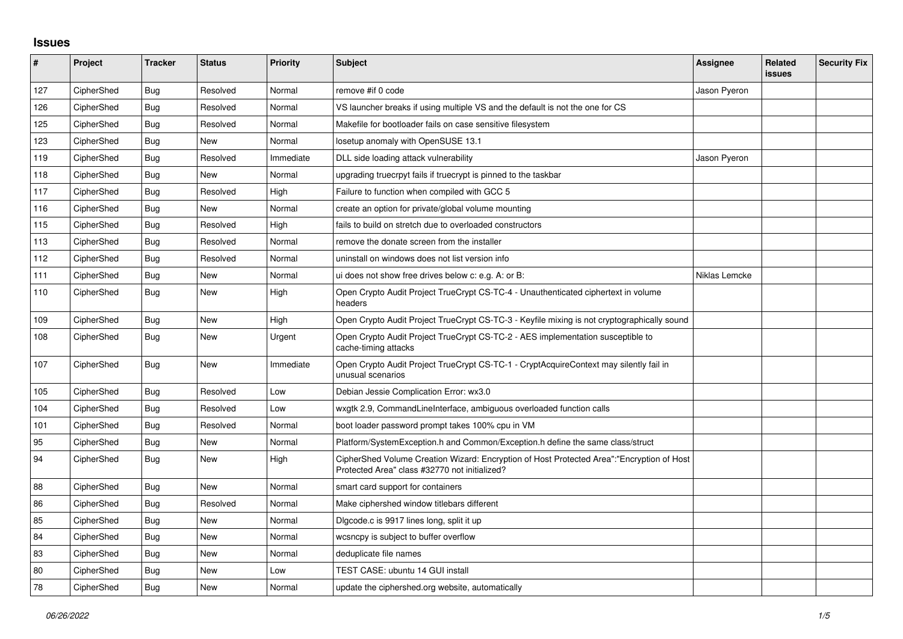# Issues

| # | Project | Tracker | Status | Priority | Subject | Assignee | Related issues | Security Fix |
|---|---|---|---|---|---|---|---|---|
| 127 | CipherShed | Bug | Resolved | Normal | remove #if 0 code | Jason Pyeron | | |
| 126 | CipherShed | Bug | Resolved | Normal | VS launcher breaks if using multiple VS and the default is not the one for CS | | | |
| 125 | CipherShed | Bug | Resolved | Normal | Makefile for bootloader fails on case sensitive filesystem | | | |
| 123 | CipherShed | Bug | New | Normal | losetup anomaly with OpenSUSE 13.1 | | | |
| 119 | CipherShed | Bug | Resolved | Immediate | DLL side loading attack vulnerability | Jason Pyeron | | |
| 118 | CipherShed | Bug | New | Normal | upgrading truecrpyt fails if truecrypt is pinned to the taskbar | | | |
| 117 | CipherShed | Bug | Resolved | High | Failure to function when compiled with GCC 5 | | | |
| 116 | CipherShed | Bug | New | Normal | create an option for private/global volume mounting | | | |
| 115 | CipherShed | Bug | Resolved | High | fails to build on stretch due to overloaded constructors | | | |
| 113 | CipherShed | Bug | Resolved | Normal | remove the donate screen from the installer | | | |
| 112 | CipherShed | Bug | Resolved | Normal | uninstall on windows does not list version info | | | |
| 111 | CipherShed | Bug | New | Normal | ui does not show free drives below c: e.g. A: or B: | Niklas Lemcke | | |
| 110 | CipherShed | Bug | New | High | Open Crypto Audit Project TrueCrypt CS-TC-4 - Unauthenticated ciphertext in volume headers | | | |
| 109 | CipherShed | Bug | New | High | Open Crypto Audit Project TrueCrypt CS-TC-3 - Keyfile mixing is not cryptographically sound | | | |
| 108 | CipherShed | Bug | New | Urgent | Open Crypto Audit Project TrueCrypt CS-TC-2 - AES implementation susceptible to cache-timing attacks | | | |
| 107 | CipherShed | Bug | New | Immediate | Open Crypto Audit Project TrueCrypt CS-TC-1 - CryptAcquireContext may silently fail in unusual scenarios | | | |
| 105 | CipherShed | Bug | Resolved | Low | Debian Jessie Complication Error: wx3.0 | | | |
| 104 | CipherShed | Bug | Resolved | Low | wxgtk 2.9, CommandLineInterface, ambiguous overloaded function calls | | | |
| 101 | CipherShed | Bug | Resolved | Normal | boot loader password prompt takes 100% cpu in VM | | | |
| 95 | CipherShed | Bug | New | Normal | Platform/SystemException.h and Common/Exception.h define the same class/struct | | | |
| 94 | CipherShed | Bug | New | High | CipherShed Volume Creation Wizard: Encryption of Host Protected Area":"Encryption of Host Protected Area" class #32770 not initialized? | | | |
| 88 | CipherShed | Bug | New | Normal | smart card support for containers | | | |
| 86 | CipherShed | Bug | Resolved | Normal | Make ciphershed window titlebars different | | | |
| 85 | CipherShed | Bug | New | Normal | Dlgcode.c is 9917 lines long, split it up | | | |
| 84 | CipherShed | Bug | New | Normal | wcsncpy is subject to buffer overflow | | | |
| 83 | CipherShed | Bug | New | Normal | deduplicate file names | | | |
| 80 | CipherShed | Bug | New | Low | TEST CASE: ubuntu 14 GUI install | | | |
| 78 | CipherShed | Bug | New | Normal | update the ciphershed.org website, automatically | | | |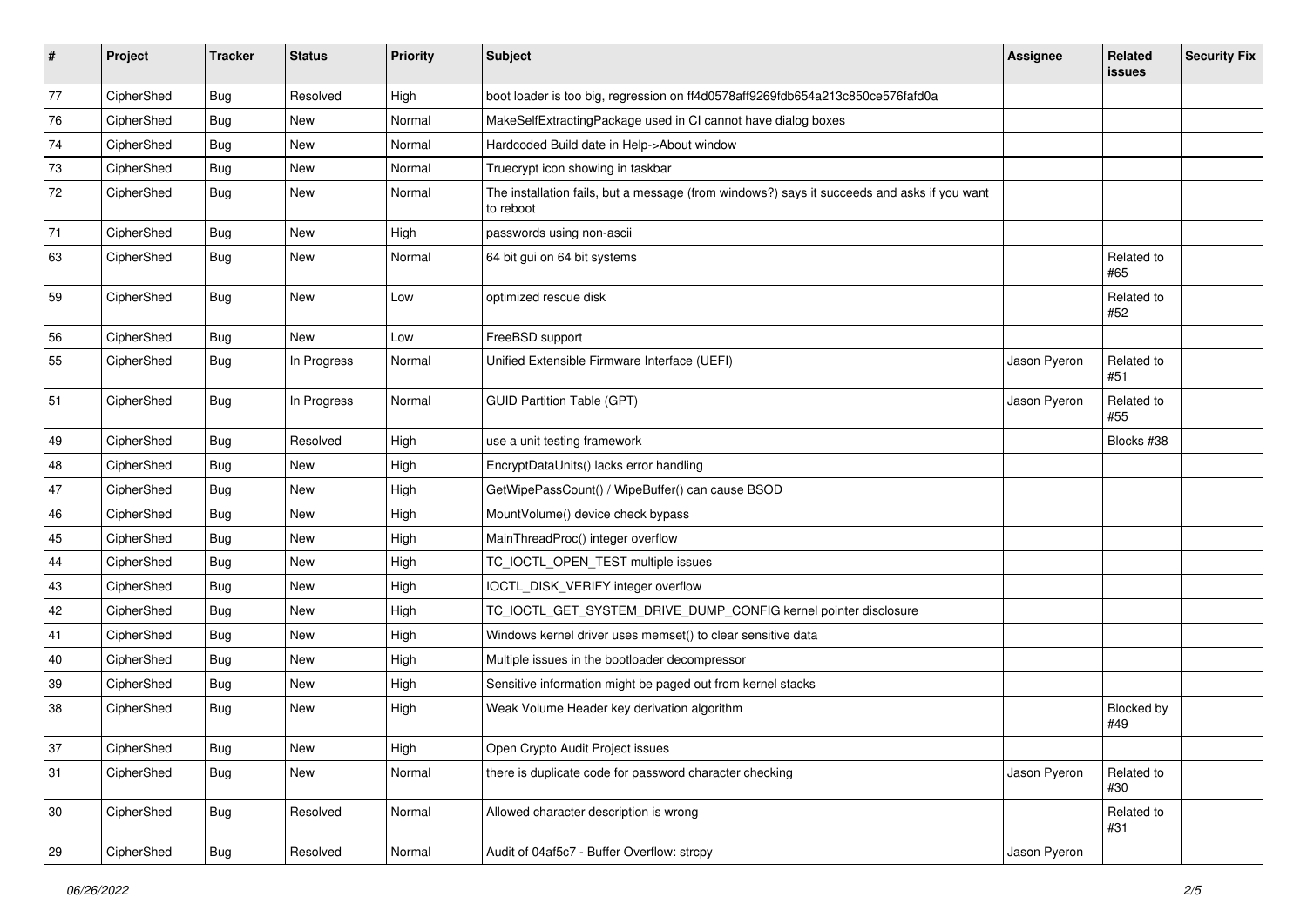| # | Project | Tracker | Status | Priority | Subject | Assignee | Related issues | Security Fix |
|---|---|---|---|---|---|---|---|---|
| 77 | CipherShed | Bug | Resolved | High | boot loader is too big, regression on ff4d0578aff9269fdb654a213c850ce576fafd0a | | | |
| 76 | CipherShed | Bug | New | Normal | MakeSelfExtractingPackage used in CI cannot have dialog boxes | | | |
| 74 | CipherShed | Bug | New | Normal | Hardcoded Build date in Help->About window | | | |
| 73 | CipherShed | Bug | New | Normal | Truecrypt icon showing in taskbar | | | |
| 72 | CipherShed | Bug | New | Normal | The installation fails, but a message (from windows?) says it succeeds and asks if you want to reboot | | | |
| 71 | CipherShed | Bug | New | High | passwords using non-ascii | | | |
| 63 | CipherShed | Bug | New | Normal | 64 bit gui on 64 bit systems | | Related to #65 | |
| 59 | CipherShed | Bug | New | Low | optimized rescue disk | | Related to #52 | |
| 56 | CipherShed | Bug | New | Low | FreeBSD support | | | |
| 55 | CipherShed | Bug | In Progress | Normal | Unified Extensible Firmware Interface (UEFI) | Jason Pyeron | Related to #51 | |
| 51 | CipherShed | Bug | In Progress | Normal | GUID Partition Table (GPT) | Jason Pyeron | Related to #55 | |
| 49 | CipherShed | Bug | Resolved | High | use a unit testing framework | | Blocks #38 | |
| 48 | CipherShed | Bug | New | High | EncryptDataUnits() lacks error handling | | | |
| 47 | CipherShed | Bug | New | High | GetWipePassCount() / WipeBuffer() can cause BSOD | | | |
| 46 | CipherShed | Bug | New | High | MountVolume() device check bypass | | | |
| 45 | CipherShed | Bug | New | High | MainThreadProc() integer overflow | | | |
| 44 | CipherShed | Bug | New | High | TC_IOCTL_OPEN_TEST multiple issues | | | |
| 43 | CipherShed | Bug | New | High | IOCTL_DISK_VERIFY integer overflow | | | |
| 42 | CipherShed | Bug | New | High | TC_IOCTL_GET_SYSTEM_DRIVE_DUMP_CONFIG kernel pointer disclosure | | | |
| 41 | CipherShed | Bug | New | High | Windows kernel driver uses memset() to clear sensitive data | | | |
| 40 | CipherShed | Bug | New | High | Multiple issues in the bootloader decompressor | | | |
| 39 | CipherShed | Bug | New | High | Sensitive information might be paged out from kernel stacks | | | |
| 38 | CipherShed | Bug | New | High | Weak Volume Header key derivation algorithm | | Blocked by #49 | |
| 37 | CipherShed | Bug | New | High | Open Crypto Audit Project issues | | | |
| 31 | CipherShed | Bug | New | Normal | there is duplicate code for password character checking | Jason Pyeron | Related to #30 | |
| 30 | CipherShed | Bug | Resolved | Normal | Allowed character description is wrong | | Related to #31 | |
| 29 | CipherShed | Bug | Resolved | Normal | Audit of 04af5c7 - Buffer Overflow: strcpy | Jason Pyeron | | |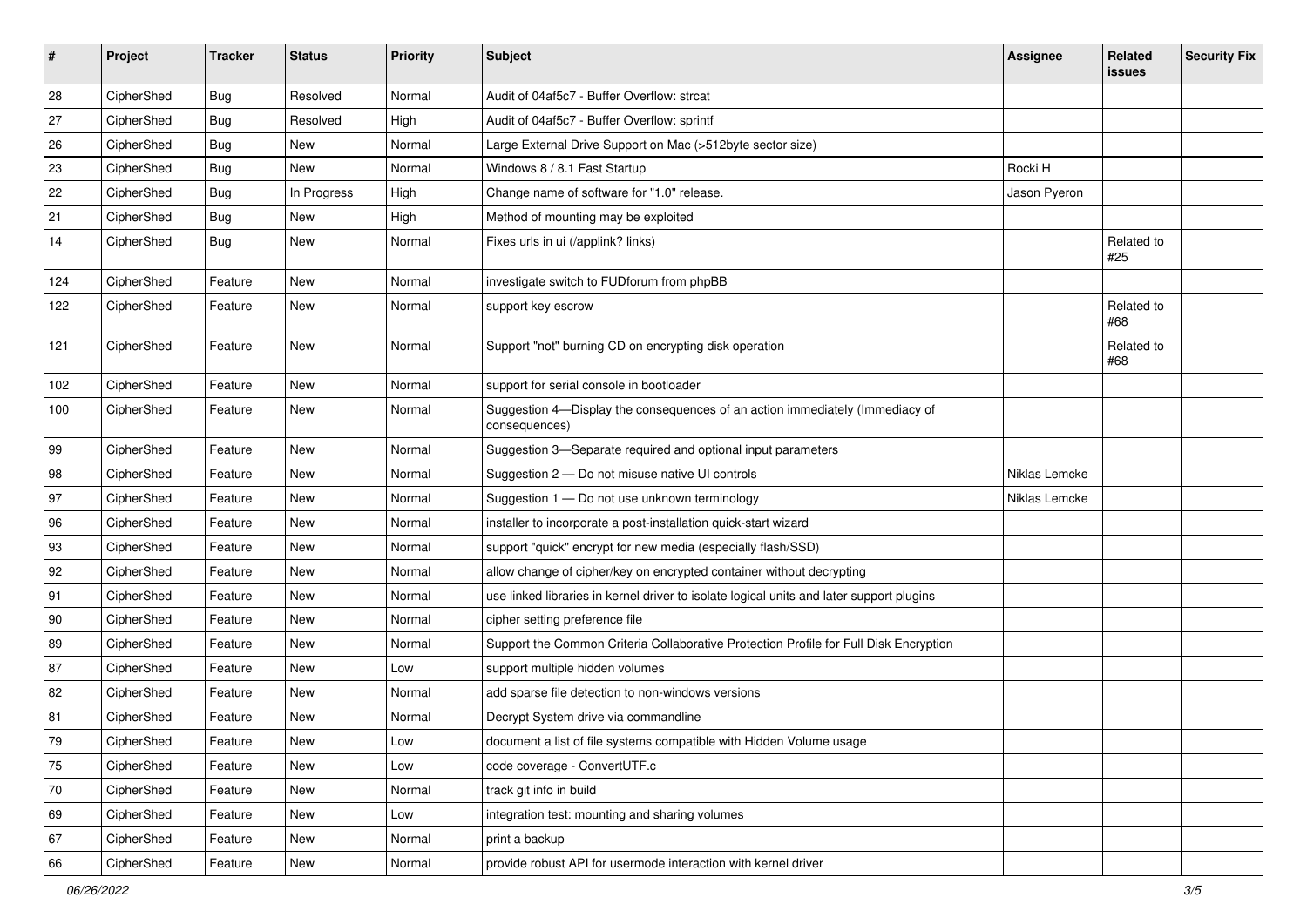| # | Project | Tracker | Status | Priority | Subject | Assignee | Related issues | Security Fix |
|---|---|---|---|---|---|---|---|---|
| 28 | CipherShed | Bug | Resolved | Normal | Audit of 04af5c7 - Buffer Overflow: strcat | | | |
| 27 | CipherShed | Bug | Resolved | High | Audit of 04af5c7 - Buffer Overflow: sprintf | | | |
| 26 | CipherShed | Bug | New | Normal | Large External Drive Support on Mac (>512byte sector size) | | | |
| 23 | CipherShed | Bug | New | Normal | Windows 8 / 8.1 Fast Startup | Rocki H | | |
| 22 | CipherShed | Bug | In Progress | High | Change name of software for "1.0" release. | Jason Pyeron | | |
| 21 | CipherShed | Bug | New | High | Method of mounting may be exploited | | | |
| 14 | CipherShed | Bug | New | Normal | Fixes urls in ui (/applink? links) | | Related to #25 | |
| 124 | CipherShed | Feature | New | Normal | investigate switch to FUDforum from phpBB | | | |
| 122 | CipherShed | Feature | New | Normal | support key escrow | | Related to #68 | |
| 121 | CipherShed | Feature | New | Normal | Support "not" burning CD on encrypting disk operation | | Related to #68 | |
| 102 | CipherShed | Feature | New | Normal | support for serial console in bootloader | | | |
| 100 | CipherShed | Feature | New | Normal | Suggestion 4—Display the consequences of an action immediately (Immediacy of consequences) | | | |
| 99 | CipherShed | Feature | New | Normal | Suggestion 3—Separate required and optional input parameters | | | |
| 98 | CipherShed | Feature | New | Normal | Suggestion 2 — Do not misuse native UI controls | Niklas Lemcke | | |
| 97 | CipherShed | Feature | New | Normal | Suggestion 1 — Do not use unknown terminology | Niklas Lemcke | | |
| 96 | CipherShed | Feature | New | Normal | installer to incorporate a post-installation quick-start wizard | | | |
| 93 | CipherShed | Feature | New | Normal | support "quick" encrypt for new media (especially flash/SSD) | | | |
| 92 | CipherShed | Feature | New | Normal | allow change of cipher/key on encrypted container without decrypting | | | |
| 91 | CipherShed | Feature | New | Normal | use linked libraries in kernel driver to isolate logical units and later support plugins | | | |
| 90 | CipherShed | Feature | New | Normal | cipher setting preference file | | | |
| 89 | CipherShed | Feature | New | Normal | Support the Common Criteria Collaborative Protection Profile for Full Disk Encryption | | | |
| 87 | CipherShed | Feature | New | Low | support multiple hidden volumes | | | |
| 82 | CipherShed | Feature | New | Normal | add sparse file detection to non-windows versions | | | |
| 81 | CipherShed | Feature | New | Normal | Decrypt System drive via commandline | | | |
| 79 | CipherShed | Feature | New | Low | document a list of file systems compatible with Hidden Volume usage | | | |
| 75 | CipherShed | Feature | New | Low | code coverage - ConvertUTF.c | | | |
| 70 | CipherShed | Feature | New | Normal | track git info in build | | | |
| 69 | CipherShed | Feature | New | Low | integration test: mounting and sharing volumes | | | |
| 67 | CipherShed | Feature | New | Normal | print a backup | | | |
| 66 | CipherShed | Feature | New | Normal | provide robust API for usermode interaction with kernel driver | | | |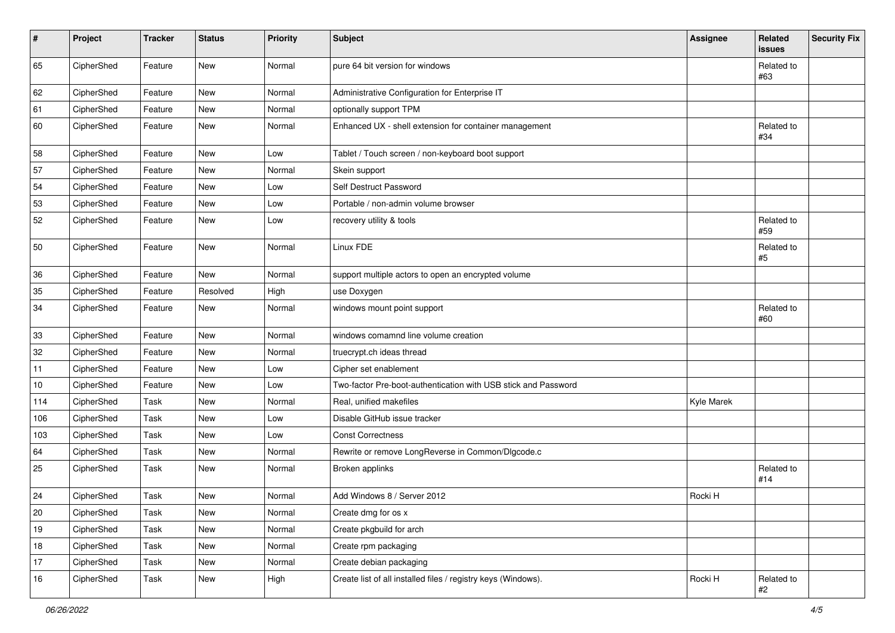| # | Project | Tracker | Status | Priority | Subject | Assignee | Related issues | Security Fix |
|---|---|---|---|---|---|---|---|---|
| 65 | CipherShed | Feature | New | Normal | pure 64 bit version for windows | | Related to #63 | |
| 62 | CipherShed | Feature | New | Normal | Administrative Configuration for Enterprise IT | | | |
| 61 | CipherShed | Feature | New | Normal | optionally support TPM | | | |
| 60 | CipherShed | Feature | New | Normal | Enhanced UX - shell extension for container management | | Related to #34 | |
| 58 | CipherShed | Feature | New | Low | Tablet / Touch screen / non-keyboard boot support | | | |
| 57 | CipherShed | Feature | New | Normal | Skein support | | | |
| 54 | CipherShed | Feature | New | Low | Self Destruct Password | | | |
| 53 | CipherShed | Feature | New | Low | Portable / non-admin volume browser | | | |
| 52 | CipherShed | Feature | New | Low | recovery utility & tools | | Related to #59 | |
| 50 | CipherShed | Feature | New | Normal | Linux FDE | | Related to #5 | |
| 36 | CipherShed | Feature | New | Normal | support multiple actors to open an encrypted volume | | | |
| 35 | CipherShed | Feature | Resolved | High | use Doxygen | | | |
| 34 | CipherShed | Feature | New | Normal | windows mount point support | | Related to #60 | |
| 33 | CipherShed | Feature | New | Normal | windows comamnd line volume creation | | | |
| 32 | CipherShed | Feature | New | Normal | truecrypt.ch ideas thread | | | |
| 11 | CipherShed | Feature | New | Low | Cipher set enablement | | | |
| 10 | CipherShed | Feature | New | Low | Two-factor Pre-boot-authentication with USB stick and Password | | | |
| 114 | CipherShed | Task | New | Normal | Real, unified makefiles | Kyle Marek | | |
| 106 | CipherShed | Task | New | Low | Disable GitHub issue tracker | | | |
| 103 | CipherShed | Task | New | Low | Const Correctness | | | |
| 64 | CipherShed | Task | New | Normal | Rewrite or remove LongReverse in Common/Dlgcode.c | | | |
| 25 | CipherShed | Task | New | Normal | Broken applinks | | Related to #14 | |
| 24 | CipherShed | Task | New | Normal | Add Windows 8 / Server 2012 | Rocki H | | |
| 20 | CipherShed | Task | New | Normal | Create dmg for os x | | | |
| 19 | CipherShed | Task | New | Normal | Create pkgbuild for arch | | | |
| 18 | CipherShed | Task | New | Normal | Create rpm packaging | | | |
| 17 | CipherShed | Task | New | Normal | Create debian packaging | | | |
| 16 | CipherShed | Task | New | High | Create list of all installed files / registry keys (Windows). | Rocki H | Related to #2 | |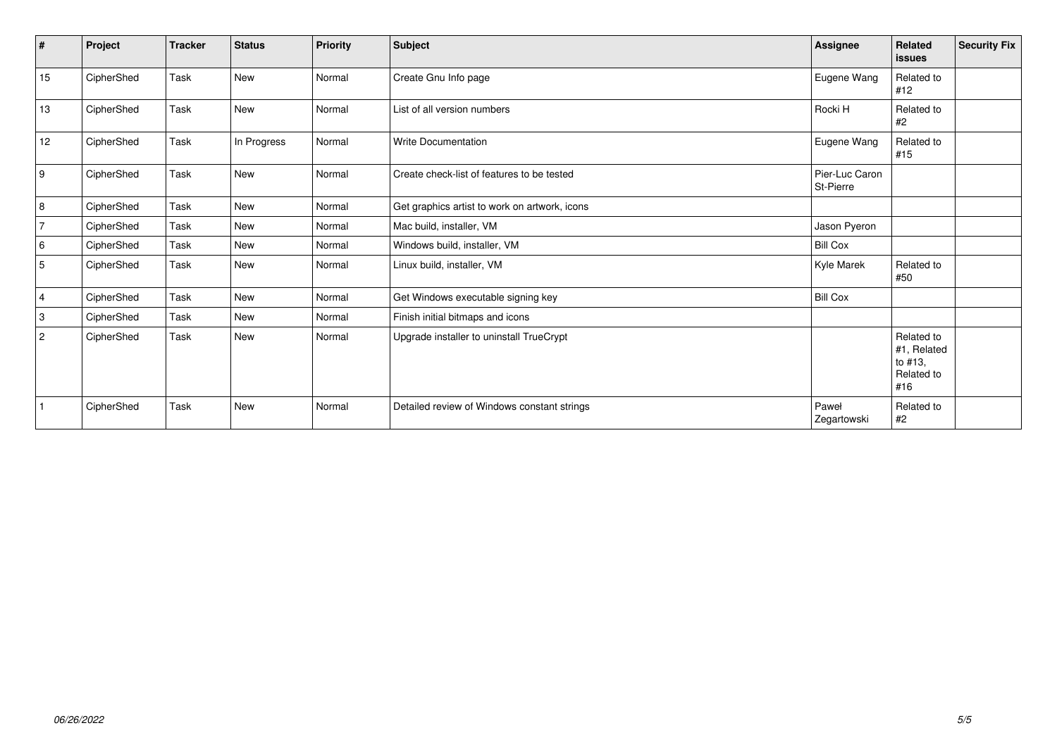| # | Project | Tracker | Status | Priority | Subject | Assignee | Related issues | Security Fix |
|---|---|---|---|---|---|---|---|---|
| 15 | CipherShed | Task | New | Normal | Create Gnu Info page | Eugene Wang | Related to #12 | |
| 13 | CipherShed | Task | New | Normal | List of all version numbers | Rocki H | Related to #2 | |
| 12 | CipherShed | Task | In Progress | Normal | Write Documentation | Eugene Wang | Related to #15 | |
| 9 | CipherShed | Task | New | Normal | Create check-list of features to be tested | Pier-Luc Caron St-Pierre | | |
| 8 | CipherShed | Task | New | Normal | Get graphics artist to work on artwork, icons | | | |
| 7 | CipherShed | Task | New | Normal | Mac build, installer, VM | Jason Pyeron | | |
| 6 | CipherShed | Task | New | Normal | Windows build, installer, VM | Bill Cox | | |
| 5 | CipherShed | Task | New | Normal | Linux build, installer, VM | Kyle Marek | Related to #50 | |
| 4 | CipherShed | Task | New | Normal | Get Windows executable signing key | Bill Cox | | |
| 3 | CipherShed | Task | New | Normal | Finish initial bitmaps and icons | | | |
| 2 | CipherShed | Task | New | Normal | Upgrade installer to uninstall TrueCrypt | | Related to #1, Related to #13, Related to #16 | |
| 1 | CipherShed | Task | New | Normal | Detailed review of Windows constant strings | Paweł Zegartowski | Related to #2 | |

*06/26/2022*